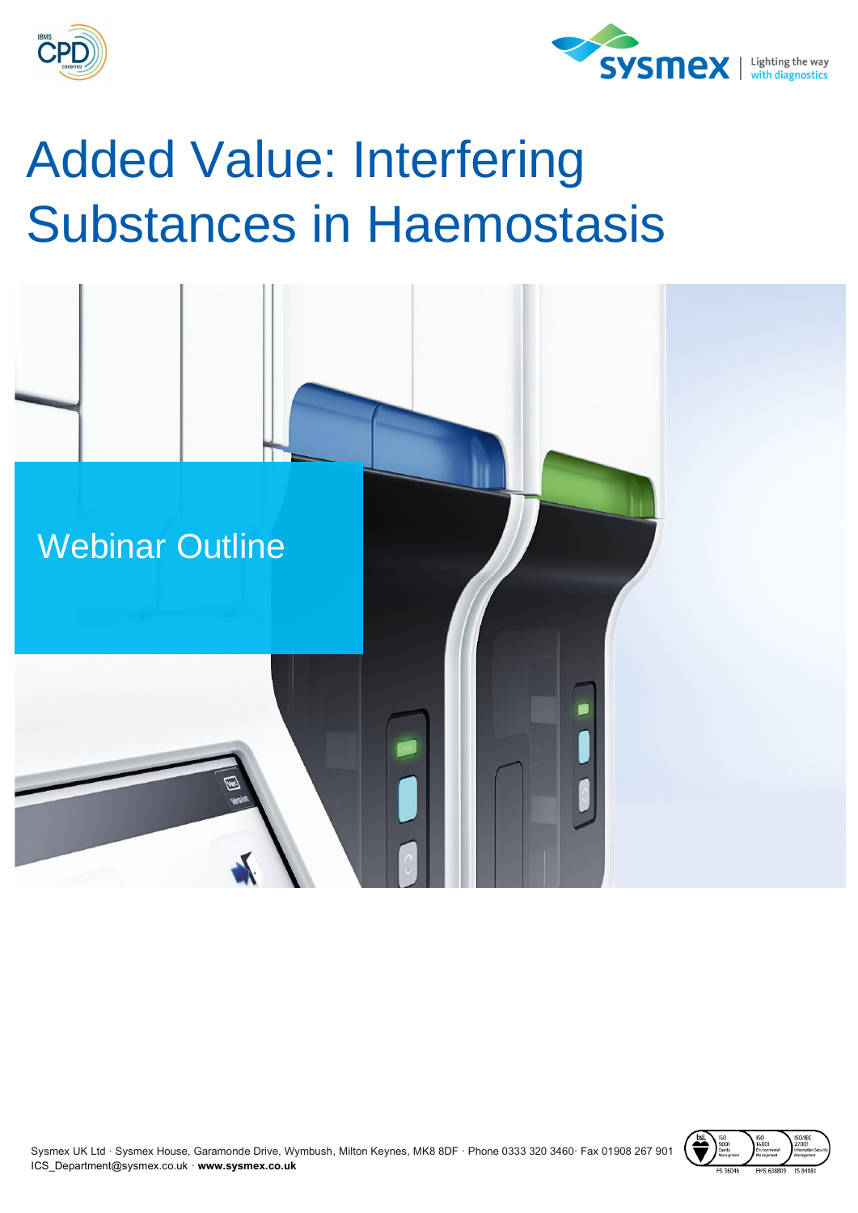# Added Value: Interfering Substances in Haemostasis

## Webinar Outline

Sysmex UK Ltd · Sysmex House, Garamonde Drive, Wymbush, Milton Keynes, MK8 8DF · Phone 0333 320 3460· Fax 01908 267 901
ICS_Department@sysmex.co.uk · **www.sysmex.co.uk**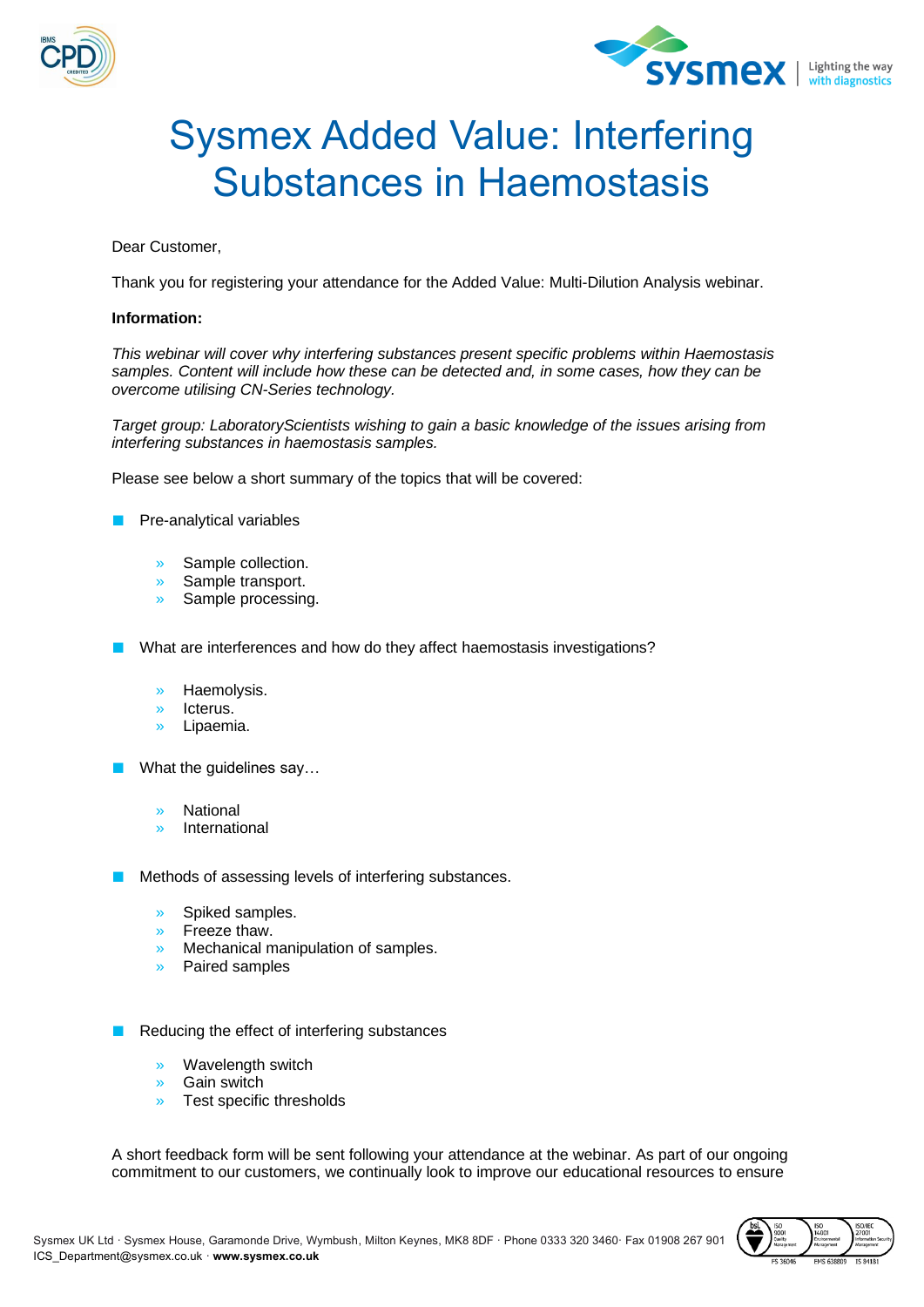# Sysmex Added Value: Interfering Substances in Haemostasis

Dear Customer,

Thank you for registering your attendance for the Added Value: Multi-Dilution Analysis webinar.

**Information:**

*This webinar will cover why interfering substances present specific problems within Haemostasis samples. Content will include how these can be detected and, in some cases, how they can be overcome utilising CN-Series technology.*

*Target group: LaboratoryScientists wishing to gain a basic knowledge of the issues arising from interfering substances in haemostasis samples.*

Please see below a short summary of the topics that will be covered:

- Pre-analytical variables
  - Sample collection.
  - Sample transport.
  - Sample processing.
- What are interferences and how do they affect haemostasis investigations?
  - Haemolysis.
  - Icterus.
  - Lipaemia.
- What the guidelines say…
  - National
  - International
- Methods of assessing levels of interfering substances.
  - Spiked samples.
  - Freeze thaw.
  - Mechanical manipulation of samples.
  - Paired samples
- Reducing the effect of interfering substances
  - Wavelength switch
  - Gain switch
  - Test specific thresholds

A short feedback form will be sent following your attendance at the webinar. As part of our ongoing commitment to our customers, we continually look to improve our educational resources to ensure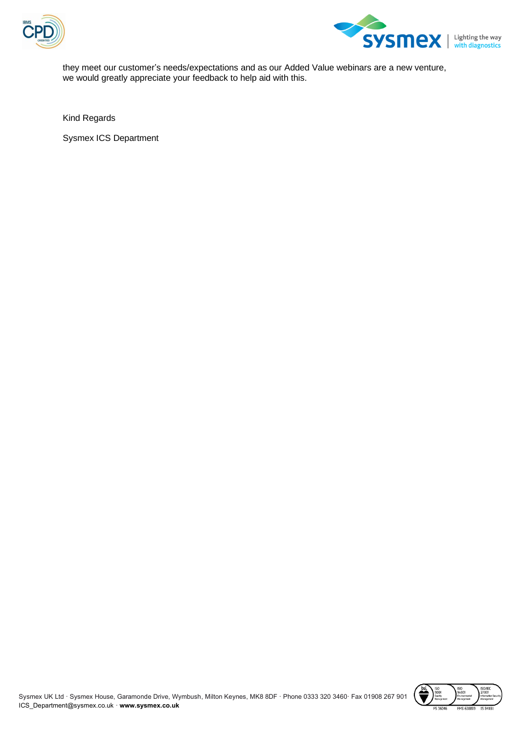they meet our customer's needs/expectations and as our Added Value webinars are a new venture, we would greatly appreciate your feedback to help aid with this.

Kind Regards

Sysmex ICS Department

Sysmex UK Ltd · Sysmex House, Garamonde Drive, Wymbush, Milton Keynes, MK8 8DF · Phone 0333 320 3460· Fax 01908 267 901
ICS_Department@sysmex.co.uk · **www.sysmex.co.uk**